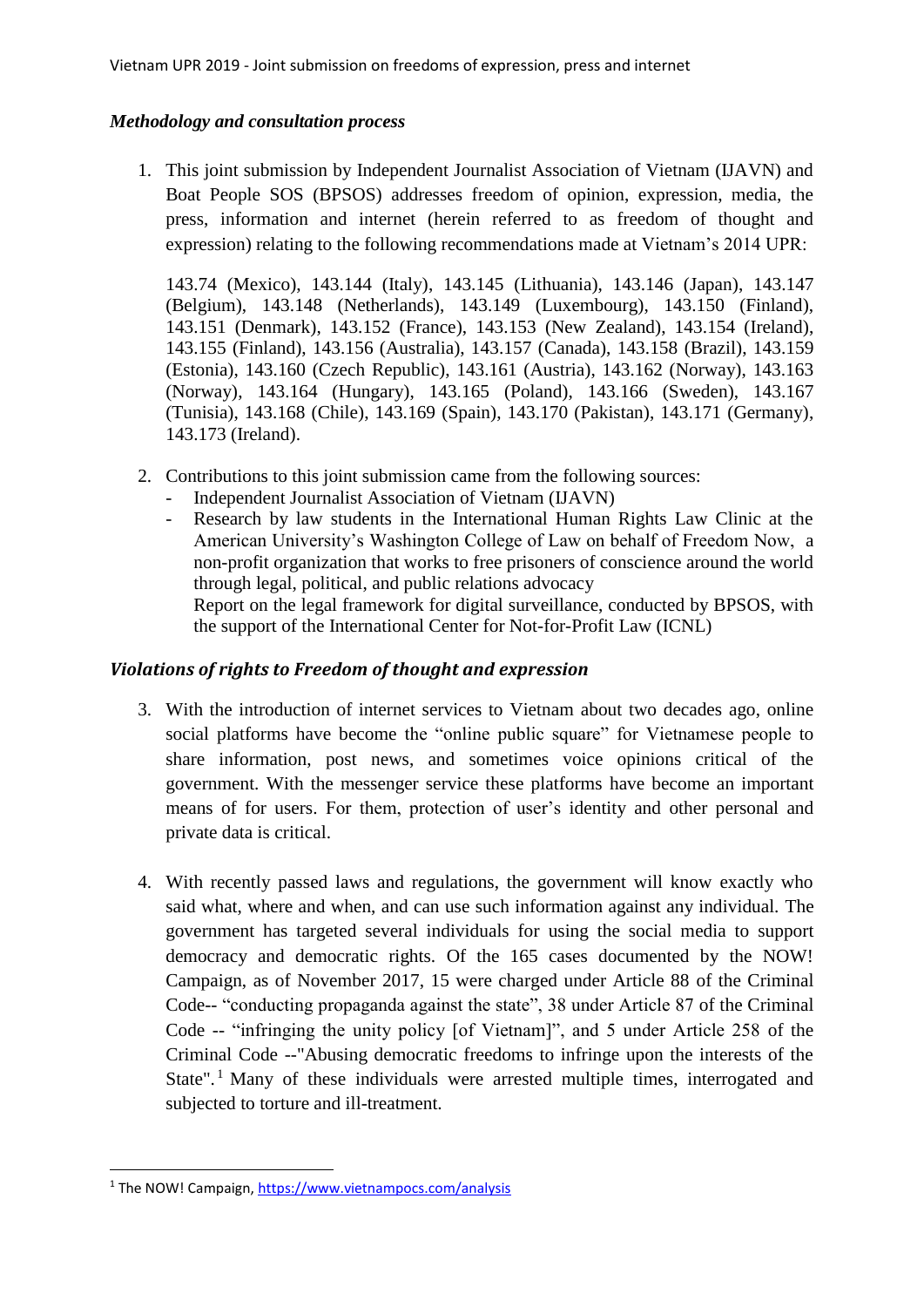### *Methodology and consultation process*

1. This joint submission by Independent Journalist Association of Vietnam (IJAVN) and Boat People SOS (BPSOS) addresses freedom of opinion, expression, media, the press, information and internet (herein referred to as freedom of thought and expression) relating to the following recommendations made at Vietnam's 2014 UPR:

   143.74 (Mexico), 143.144 (Italy), 143.145 (Lithuania), 143.146 (Japan), 143.147 (Belgium), 143.148 (Netherlands), 143.149 (Luxembourg), 143.150 (Finland), 143.151 (Denmark), 143.152 (France), 143.153 (New Zealand), 143.154 (Ireland), 143.155 (Finland), 143.156 (Australia), 143.157 (Canada), 143.158 (Brazil), 143.159 (Estonia), 143.160 (Czech Republic), 143.161 (Austria), 143.162 (Norway), 143.163 (Norway), 143.164 (Hungary), 143.165 (Poland), 143.166 (Sweden), 143.167 (Tunisia), 143.168 (Chile), 143.169 (Spain), 143.170 (Pakistan), 143.171 (Germany), 143.173 (Ireland).

2. Contributions to this joint submission came from the following sources:
   - Independent Journalist Association of Vietnam (IJAVN)
   - Research by law students in the International Human Rights Law Clinic at the American University's Washington College of Law on behalf of Freedom Now, a non-profit organization that works to free prisoners of conscience around the world through legal, political, and public relations advocacy
     Report on the legal framework for digital surveillance, conducted by BPSOS, with the support of the International Center for Not-for-Profit Law (ICNL)

### *Violations of rights to Freedom of thought and expression*

3. With the introduction of internet services to Vietnam about two decades ago, online social platforms have become the "online public square" for Vietnamese people to share information, post news, and sometimes voice opinions critical of the government. With the messenger service these platforms have become an important means of for users. For them, protection of user's identity and other personal and private data is critical.

4. With recently passed laws and regulations, the government will know exactly who said what, where and when, and can use such information against any individual. The government has targeted several individuals for using the social media to support democracy and democratic rights. Of the 165 cases documented by the NOW! Campaign, as of November 2017, 15 were charged under Article 88 of the Criminal Code-- "conducting propaganda against the state", 38 under Article 87 of the Criminal Code -- "infringing the unity policy [of Vietnam]", and 5 under Article 258 of the Criminal Code --"Abusing democratic freedoms to infringe upon the interests of the State".[1] Many of these individuals were arrested multiple times, interrogated and subjected to torture and ill-treatment.

[1] The NOW! Campaign, https://www.vietnampocs.com/analysis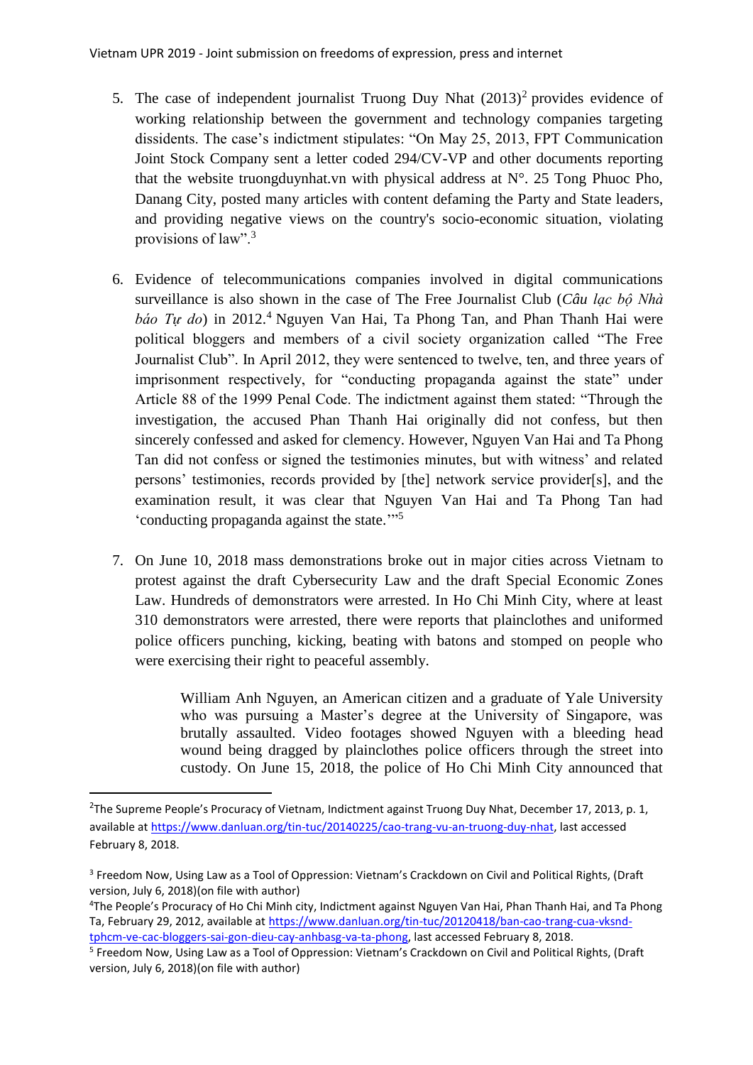5. The case of independent journalist Truong Duy Nhat (2013)[2] provides evidence of working relationship between the government and technology companies targeting dissidents. The case's indictment stipulates: "On May 25, 2013, FPT Communication Joint Stock Company sent a letter coded 294/CV-VP and other documents reporting that the website truongduynhat.vn with physical address at N°. 25 Tong Phuoc Pho, Danang City, posted many articles with content defaming the Party and State leaders, and providing negative views on the country's socio-economic situation, violating provisions of law".[3]

6. Evidence of telecommunications companies involved in digital communications surveillance is also shown in the case of The Free Journalist Club (*Câu lạc bộ Nhà báo Tự do*) in 2012.[4] Nguyen Van Hai, Ta Phong Tan, and Phan Thanh Hai were political bloggers and members of a civil society organization called "The Free Journalist Club". In April 2012, they were sentenced to twelve, ten, and three years of imprisonment respectively, for "conducting propaganda against the state" under Article 88 of the 1999 Penal Code. The indictment against them stated: "Through the investigation, the accused Phan Thanh Hai originally did not confess, but then sincerely confessed and asked for clemency. However, Nguyen Van Hai and Ta Phong Tan did not confess or signed the testimonies minutes, but with witness' and related persons' testimonies, records provided by [the] network service provider[s], and the examination result, it was clear that Nguyen Van Hai and Ta Phong Tan had 'conducting propaganda against the state.'"[5]

7. On June 10, 2018 mass demonstrations broke out in major cities across Vietnam to protest against the draft Cybersecurity Law and the draft Special Economic Zones Law. Hundreds of demonstrators were arrested. In Ho Chi Minh City, where at least 310 demonstrators were arrested, there were reports that plainclothes and uniformed police officers punching, kicking, beating with batons and stomped on people who were exercising their right to peaceful assembly.

> William Anh Nguyen, an American citizen and a graduate of Yale University who was pursuing a Master's degree at the University of Singapore, was brutally assaulted. Video footages showed Nguyen with a bleeding head wound being dragged by plainclothes police officers through the street into custody. On June 15, 2018, the police of Ho Chi Minh City announced that

---

[2] The Supreme People's Procuracy of Vietnam, Indictment against Truong Duy Nhat, December 17, 2013, p. 1, available at https://www.danluan.org/tin-tuc/20140225/cao-trang-vu-an-truong-duy-nhat, last accessed February 8, 2018.

[3] Freedom Now, Using Law as a Tool of Oppression: Vietnam's Crackdown on Civil and Political Rights, (Draft version, July 6, 2018)(on file with author)

[4] The People's Procuracy of Ho Chi Minh city, Indictment against Nguyen Van Hai, Phan Thanh Hai, and Ta Phong Ta, February 29, 2012, available at https://www.danluan.org/tin-tuc/20120418/ban-cao-trang-cua-vksnd-tphcm-ve-cac-bloggers-sai-gon-dieu-cay-anhbasg-va-ta-phong, last accessed February 8, 2018.

[5] Freedom Now, Using Law as a Tool of Oppression: Vietnam's Crackdown on Civil and Political Rights, (Draft version, July 6, 2018)(on file with author)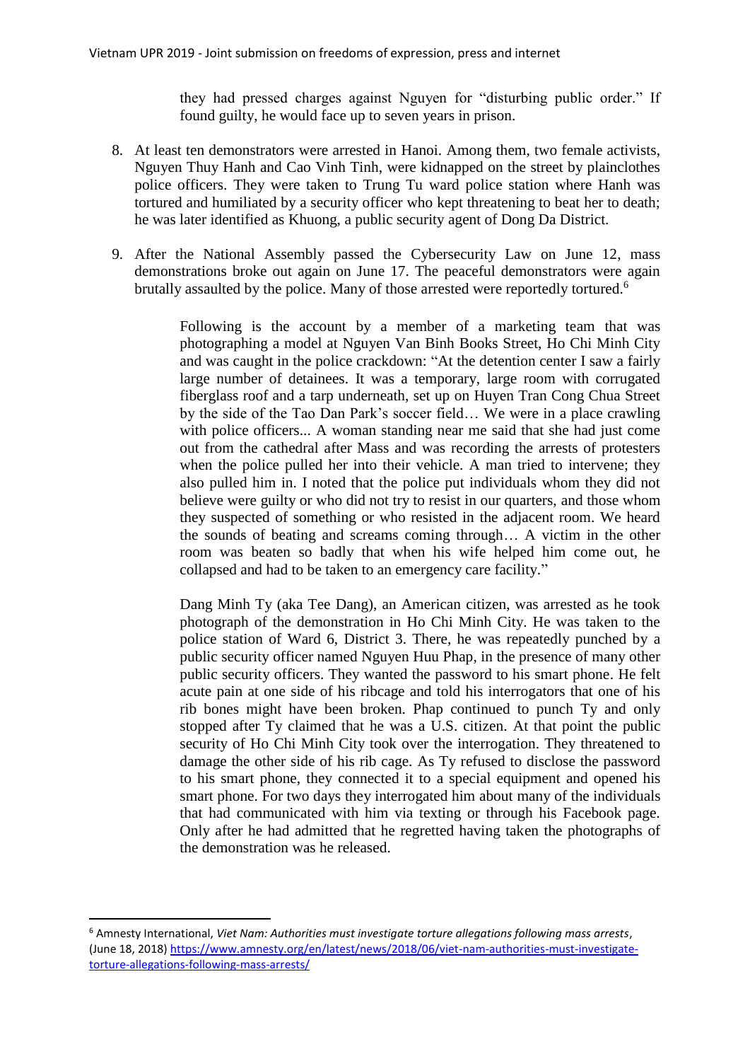they had pressed charges against Nguyen for "disturbing public order." If found guilty, he would face up to seven years in prison.

8. At least ten demonstrators were arrested in Hanoi. Among them, two female activists, Nguyen Thuy Hanh and Cao Vinh Tinh, were kidnapped on the street by plainclothes police officers. They were taken to Trung Tu ward police station where Hanh was tortured and humiliated by a security officer who kept threatening to beat her to death; he was later identified as Khuong, a public security agent of Dong Da District.

9. After the National Assembly passed the Cybersecurity Law on June 12, mass demonstrations broke out again on June 17. The peaceful demonstrators were again brutally assaulted by the police. Many of those arrested were reportedly tortured.[6]

> Following is the account by a member of a marketing team that was photographing a model at Nguyen Van Binh Books Street, Ho Chi Minh City and was caught in the police crackdown: "At the detention center I saw a fairly large number of detainees. It was a temporary, large room with corrugated fiberglass roof and a tarp underneath, set up on Huyen Tran Cong Chua Street by the side of the Tao Dan Park's soccer field… We were in a place crawling with police officers... A woman standing near me said that she had just come out from the cathedral after Mass and was recording the arrests of protesters when the police pulled her into their vehicle. A man tried to intervene; they also pulled him in. I noted that the police put individuals whom they did not believe were guilty or who did not try to resist in our quarters, and those whom they suspected of something or who resisted in the adjacent room. We heard the sounds of beating and screams coming through… A victim in the other room was beaten so badly that when his wife helped him come out, he collapsed and had to be taken to an emergency care facility."
>
> Dang Minh Ty (aka Tee Dang), an American citizen, was arrested as he took photograph of the demonstration in Ho Chi Minh City. He was taken to the police station of Ward 6, District 3. There, he was repeatedly punched by a public security officer named Nguyen Huu Phap, in the presence of many other public security officers. They wanted the password to his smart phone. He felt acute pain at one side of his ribcage and told his interrogators that one of his rib bones might have been broken. Phap continued to punch Ty and only stopped after Ty claimed that he was a U.S. citizen. At that point the public security of Ho Chi Minh City took over the interrogation. They threatened to damage the other side of his rib cage. As Ty refused to disclose the password to his smart phone, they connected it to a special equipment and opened his smart phone. For two days they interrogated him about many of the individuals that had communicated with him via texting or through his Facebook page. Only after he had admitted that he regretted having taken the photographs of the demonstration was he released.

---

[6] Amnesty International, *Viet Nam: Authorities must investigate torture allegations following mass arrests*, (June 18, 2018) https://www.amnesty.org/en/latest/news/2018/06/viet-nam-authorities-must-investigate-torture-allegations-following-mass-arrests/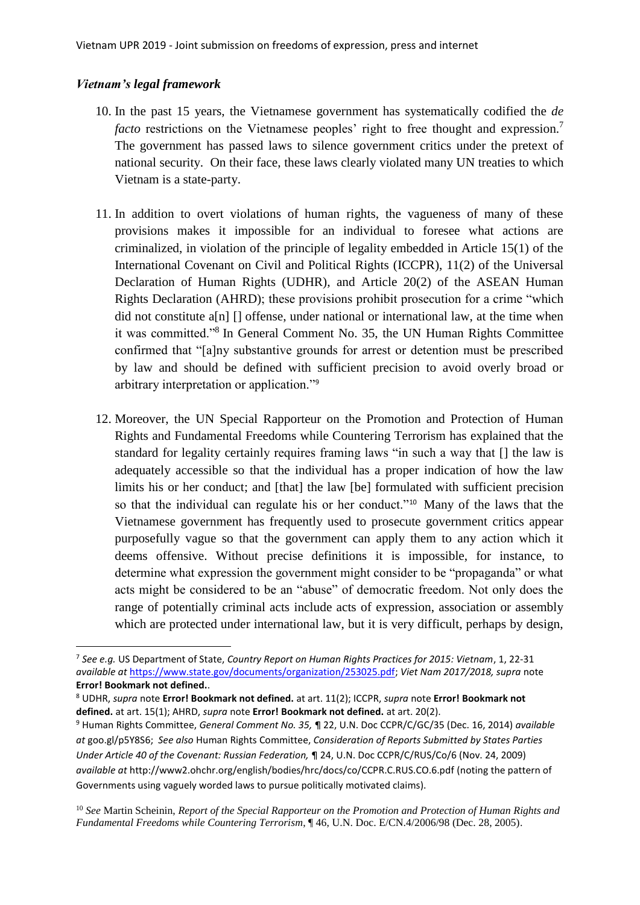### *Vietnam's legal framework*

10. In the past 15 years, the Vietnamese government has systematically codified the *de facto* restrictions on the Vietnamese peoples' right to free thought and expression.[7] The government has passed laws to silence government critics under the pretext of national security. On their face, these laws clearly violated many UN treaties to which Vietnam is a state-party.

11. In addition to overt violations of human rights, the vagueness of many of these provisions makes it impossible for an individual to foresee what actions are criminalized, in violation of the principle of legality embedded in Article 15(1) of the International Covenant on Civil and Political Rights (ICCPR), 11(2) of the Universal Declaration of Human Rights (UDHR), and Article 20(2) of the ASEAN Human Rights Declaration (AHRD); these provisions prohibit prosecution for a crime "which did not constitute a[n] [] offense, under national or international law, at the time when it was committed."[8] In General Comment No. 35, the UN Human Rights Committee confirmed that "[a]ny substantive grounds for arrest or detention must be prescribed by law and should be defined with sufficient precision to avoid overly broad or arbitrary interpretation or application."[9]

12. Moreover, the UN Special Rapporteur on the Promotion and Protection of Human Rights and Fundamental Freedoms while Countering Terrorism has explained that the standard for legality certainly requires framing laws "in such a way that [] the law is adequately accessible so that the individual has a proper indication of how the law limits his or her conduct; and [that] the law [be] formulated with sufficient precision so that the individual can regulate his or her conduct."[10] Many of the laws that the Vietnamese government has frequently used to prosecute government critics appear purposefully vague so that the government can apply them to any action which it deems offensive. Without precise definitions it is impossible, for instance, to determine what expression the government might consider to be "propaganda" or what acts might be considered to be an "abuse" of democratic freedom. Not only does the range of potentially criminal acts include acts of expression, association or assembly which are protected under international law, but it is very difficult, perhaps by design,

---

[7] *See e.g.* US Department of State, *Country Report on Human Rights Practices for 2015: Vietnam*, 1, 22-31 *available at* https://www.state.gov/documents/organization/253025.pdf; *Viet Nam 2017/2018, supra* note **Error! Bookmark not defined.**.

[8] UDHR, *supra* note **Error! Bookmark not defined.** at art. 11(2); ICCPR, *supra* note **Error! Bookmark not defined.** at art. 15(1); AHRD, *supra* note **Error! Bookmark not defined.** at art. 20(2).

[9] Human Rights Committee, *General Comment No. 35,* ¶ 22, U.N. Doc CCPR/C/GC/35 (Dec. 16, 2014) *available at* goo.gl/p5Y8S6; *See also* Human Rights Committee, *Consideration of Reports Submitted by States Parties Under Article 40 of the Covenant: Russian Federation,* ¶ 24, U.N. Doc CCPR/C/RUS/Co/6 (Nov. 24, 2009) *available at* http://www2.ohchr.org/english/bodies/hrc/docs/co/CCPR.C.RUS.CO.6.pdf (noting the pattern of Governments using vaguely worded laws to pursue politically motivated claims).

[10] *See* Martin Scheinin, *Report of the Special Rapporteur on the Promotion and Protection of Human Rights and Fundamental Freedoms while Countering Terrorism*, ¶ 46, U.N. Doc. E/CN.4/2006/98 (Dec. 28, 2005).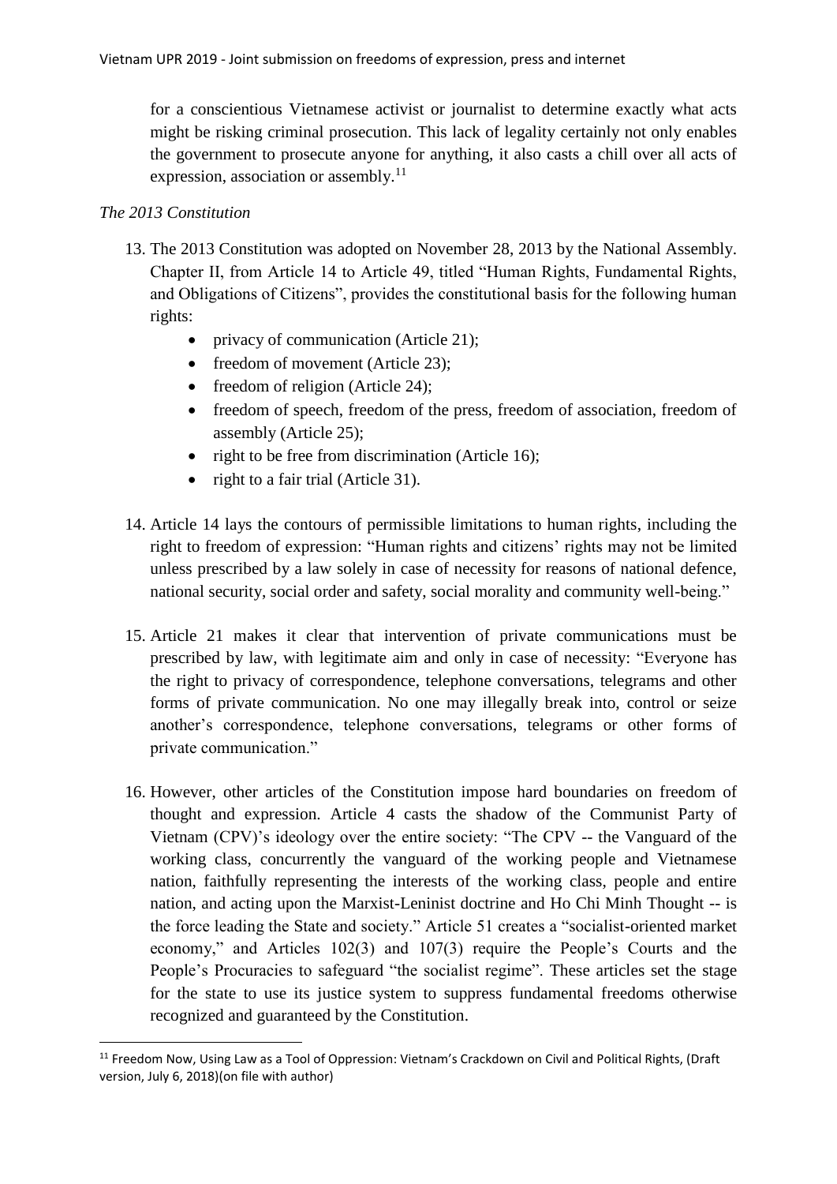for a conscientious Vietnamese activist or journalist to determine exactly what acts might be risking criminal prosecution. This lack of legality certainly not only enables the government to prosecute anyone for anything, it also casts a chill over all acts of expression, association or assembly.[11]

*The 2013 Constitution*

13. The 2013 Constitution was adopted on November 28, 2013 by the National Assembly. Chapter II, from Article 14 to Article 49, titled "Human Rights, Fundamental Rights, and Obligations of Citizens", provides the constitutional basis for the following human rights:
    - privacy of communication (Article 21);
    - freedom of movement (Article 23);
    - freedom of religion (Article 24);
    - freedom of speech, freedom of the press, freedom of association, freedom of assembly (Article 25);
    - right to be free from discrimination (Article 16);
    - right to a fair trial (Article 31).

14. Article 14 lays the contours of permissible limitations to human rights, including the right to freedom of expression: "Human rights and citizens' rights may not be limited unless prescribed by a law solely in case of necessity for reasons of national defence, national security, social order and safety, social morality and community well-being."

15. Article 21 makes it clear that intervention of private communications must be prescribed by law, with legitimate aim and only in case of necessity: "Everyone has the right to privacy of correspondence, telephone conversations, telegrams and other forms of private communication. No one may illegally break into, control or seize another's correspondence, telephone conversations, telegrams or other forms of private communication."

16. However, other articles of the Constitution impose hard boundaries on freedom of thought and expression. Article 4 casts the shadow of the Communist Party of Vietnam (CPV)'s ideology over the entire society: "The CPV -- the Vanguard of the working class, concurrently the vanguard of the working people and Vietnamese nation, faithfully representing the interests of the working class, people and entire nation, and acting upon the Marxist-Leninist doctrine and Ho Chi Minh Thought -- is the force leading the State and society." Article 51 creates a "socialist-oriented market economy," and Articles 102(3) and 107(3) require the People's Courts and the People's Procuracies to safeguard "the socialist regime". These articles set the stage for the state to use its justice system to suppress fundamental freedoms otherwise recognized and guaranteed by the Constitution.

[11] Freedom Now, Using Law as a Tool of Oppression: Vietnam's Crackdown on Civil and Political Rights, (Draft version, July 6, 2018)(on file with author)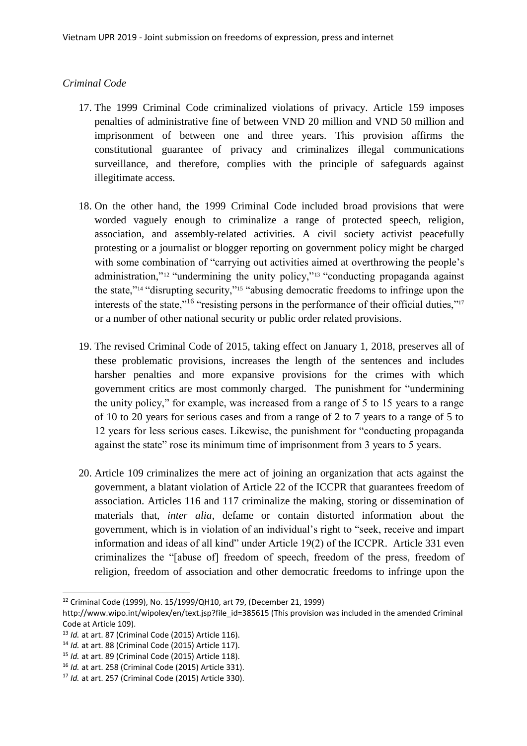*Criminal Code*

17. The 1999 Criminal Code criminalized violations of privacy. Article 159 imposes penalties of administrative fine of between VND 20 million and VND 50 million and imprisonment of between one and three years. This provision affirms the constitutional guarantee of privacy and criminalizes illegal communications surveillance, and therefore, complies with the principle of safeguards against illegitimate access.

18. On the other hand, the 1999 Criminal Code included broad provisions that were worded vaguely enough to criminalize a range of protected speech, religion, association, and assembly-related activities. A civil society activist peacefully protesting or a journalist or blogger reporting on government policy might be charged with some combination of "carrying out activities aimed at overthrowing the people's administration,"[12] "undermining the unity policy,"[13] "conducting propaganda against the state,"[14] "disrupting security,"[15] "abusing democratic freedoms to infringe upon the interests of the state,"[16] "resisting persons in the performance of their official duties,"[17] or a number of other national security or public order related provisions.

19. The revised Criminal Code of 2015, taking effect on January 1, 2018, preserves all of these problematic provisions, increases the length of the sentences and includes harsher penalties and more expansive provisions for the crimes with which government critics are most commonly charged. The punishment for "undermining the unity policy," for example, was increased from a range of 5 to 15 years to a range of 10 to 20 years for serious cases and from a range of 2 to 7 years to a range of 5 to 12 years for less serious cases. Likewise, the punishment for "conducting propaganda against the state" rose its minimum time of imprisonment from 3 years to 5 years.

20. Article 109 criminalizes the mere act of joining an organization that acts against the government, a blatant violation of Article 22 of the ICCPR that guarantees freedom of association. Articles 116 and 117 criminalize the making, storing or dissemination of materials that, *inter alia*, defame or contain distorted information about the government, which is in violation of an individual's right to "seek, receive and impart information and ideas of all kind" under Article 19(2) of the ICCPR. Article 331 even criminalizes the "[abuse of] freedom of speech, freedom of the press, freedom of religion, freedom of association and other democratic freedoms to infringe upon the

---

[12] Criminal Code (1999), No. 15/1999/QH10, art 79, (December 21, 1999) http://www.wipo.int/wipolex/en/text.jsp?file_id=385615 (This provision was included in the amended Criminal Code at Article 109).

[13] *Id.* at art. 87 (Criminal Code (2015) Article 116).

[14] *Id.* at art. 88 (Criminal Code (2015) Article 117).

[15] *Id.* at art. 89 (Criminal Code (2015) Article 118).

[16] *Id.* at art. 258 (Criminal Code (2015) Article 331).

[17] *Id.* at art. 257 (Criminal Code (2015) Article 330).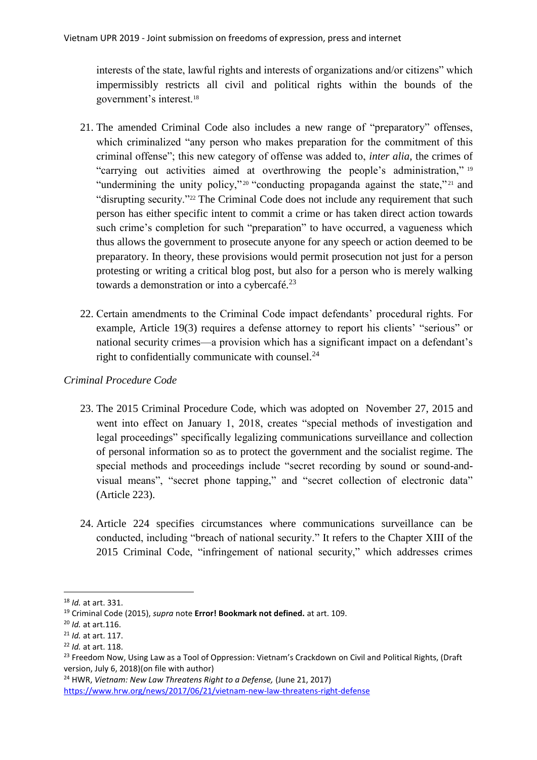interests of the state, lawful rights and interests of organizations and/or citizens" which impermissibly restricts all civil and political rights within the bounds of the government's interest.[18]

21. The amended Criminal Code also includes a new range of "preparatory" offenses, which criminalized "any person who makes preparation for the commitment of this criminal offense"; this new category of offense was added to, *inter alia*, the crimes of "carrying out activities aimed at overthrowing the people's administration,"[19] "undermining the unity policy,"[20] "conducting propaganda against the state,"[21] and "disrupting security."[22] The Criminal Code does not include any requirement that such person has either specific intent to commit a crime or has taken direct action towards such crime's completion for such "preparation" to have occurred, a vagueness which thus allows the government to prosecute anyone for any speech or action deemed to be preparatory. In theory, these provisions would permit prosecution not just for a person protesting or writing a critical blog post, but also for a person who is merely walking towards a demonstration or into a cybercafé.[23]

22. Certain amendments to the Criminal Code impact defendants' procedural rights. For example, Article 19(3) requires a defense attorney to report his clients' "serious" or national security crimes—a provision which has a significant impact on a defendant's right to confidentially communicate with counsel.[24]

*Criminal Procedure Code*

23. The 2015 Criminal Procedure Code, which was adopted on November 27, 2015 and went into effect on January 1, 2018, creates "special methods of investigation and legal proceedings" specifically legalizing communications surveillance and collection of personal information so as to protect the government and the socialist regime. The special methods and proceedings include "secret recording by sound or sound-and-visual means", "secret phone tapping," and "secret collection of electronic data" (Article 223).

24. Article 224 specifies circumstances where communications surveillance can be conducted, including "breach of national security." It refers to the Chapter XIII of the 2015 Criminal Code, "infringement of national security," which addresses crimes

---

[18] *Id.* at art. 331.

[19] Criminal Code (2015), *supra* note **Error! Bookmark not defined.** at art. 109.

[20] *Id.* at art.116.

[21] *Id.* at art. 117.

[22] *Id.* at art. 118.

[23] Freedom Now, Using Law as a Tool of Oppression: Vietnam's Crackdown on Civil and Political Rights, (Draft version, July 6, 2018)(on file with author)

[24] HWR, *Vietnam: New Law Threatens Right to a Defense,* (June 21, 2017) https://www.hrw.org/news/2017/06/21/vietnam-new-law-threatens-right-defense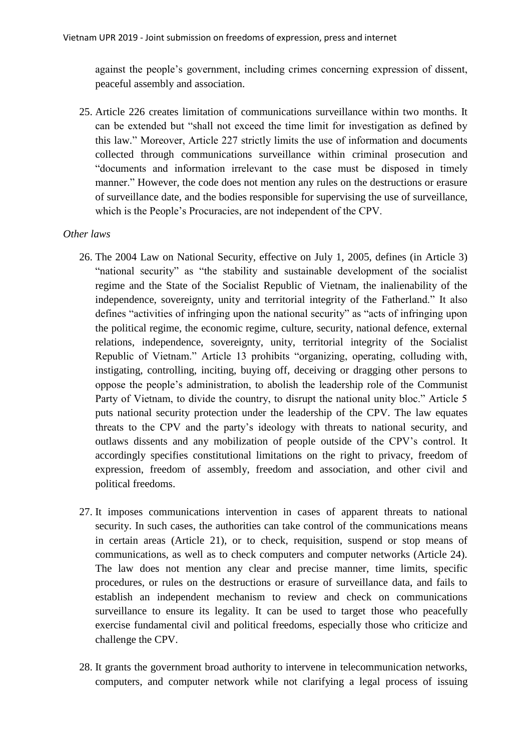against the people's government, including crimes concerning expression of dissent, peaceful assembly and association.

25. Article 226 creates limitation of communications surveillance within two months. It can be extended but "shall not exceed the time limit for investigation as defined by this law." Moreover, Article 227 strictly limits the use of information and documents collected through communications surveillance within criminal prosecution and "documents and information irrelevant to the case must be disposed in timely manner." However, the code does not mention any rules on the destructions or erasure of surveillance date, and the bodies responsible for supervising the use of surveillance, which is the People's Procuracies, are not independent of the CPV.

*Other laws*

26. The 2004 Law on National Security, effective on July 1, 2005, defines (in Article 3) "national security" as "the stability and sustainable development of the socialist regime and the State of the Socialist Republic of Vietnam, the inalienability of the independence, sovereignty, unity and territorial integrity of the Fatherland." It also defines "activities of infringing upon the national security" as "acts of infringing upon the political regime, the economic regime, culture, security, national defence, external relations, independence, sovereignty, unity, territorial integrity of the Socialist Republic of Vietnam." Article 13 prohibits "organizing, operating, colluding with, instigating, controlling, inciting, buying off, deceiving or dragging other persons to oppose the people's administration, to abolish the leadership role of the Communist Party of Vietnam, to divide the country, to disrupt the national unity bloc." Article 5 puts national security protection under the leadership of the CPV. The law equates threats to the CPV and the party's ideology with threats to national security, and outlaws dissents and any mobilization of people outside of the CPV's control. It accordingly specifies constitutional limitations on the right to privacy, freedom of expression, freedom of assembly, freedom and association, and other civil and political freedoms.

27. It imposes communications intervention in cases of apparent threats to national security. In such cases, the authorities can take control of the communications means in certain areas (Article 21), or to check, requisition, suspend or stop means of communications, as well as to check computers and computer networks (Article 24). The law does not mention any clear and precise manner, time limits, specific procedures, or rules on the destructions or erasure of surveillance data, and fails to establish an independent mechanism to review and check on communications surveillance to ensure its legality. It can be used to target those who peacefully exercise fundamental civil and political freedoms, especially those who criticize and challenge the CPV.

28. It grants the government broad authority to intervene in telecommunication networks, computers, and computer network while not clarifying a legal process of issuing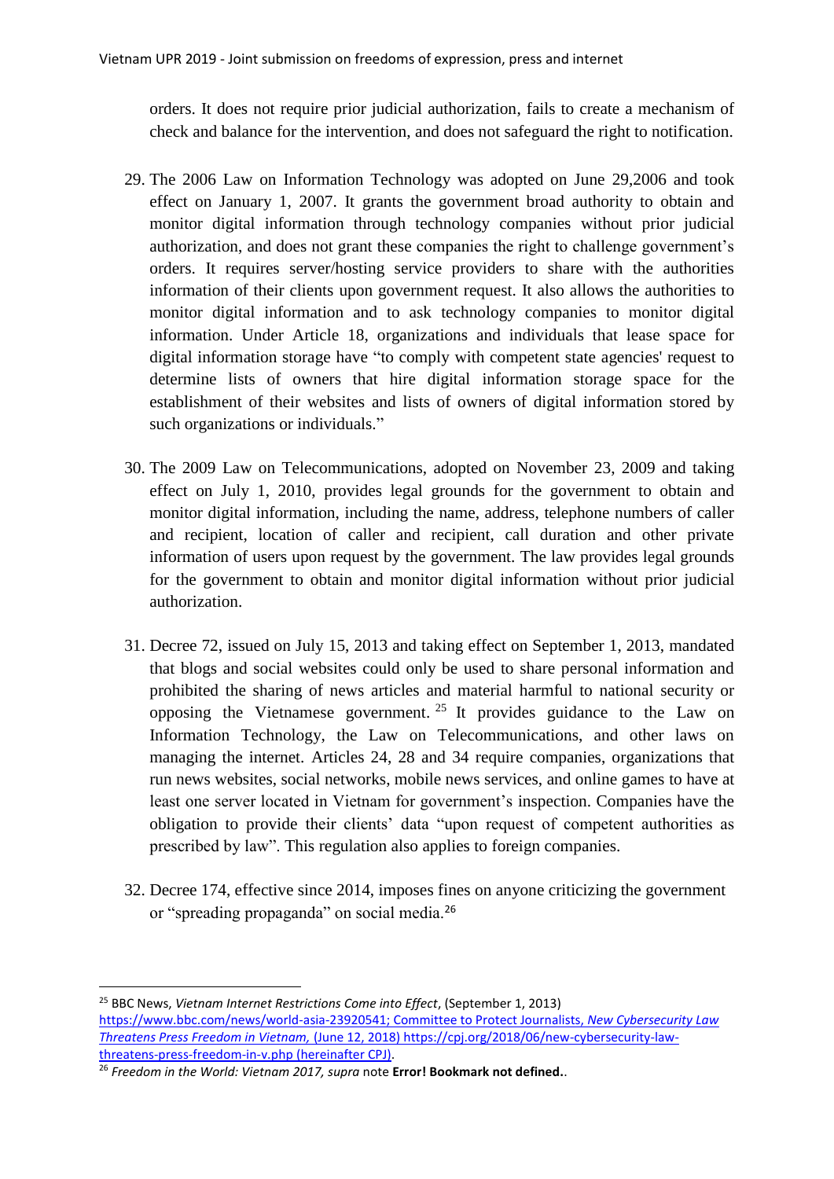orders. It does not require prior judicial authorization, fails to create a mechanism of check and balance for the intervention, and does not safeguard the right to notification.

29. The 2006 Law on Information Technology was adopted on June 29,2006 and took effect on January 1, 2007. It grants the government broad authority to obtain and monitor digital information through technology companies without prior judicial authorization, and does not grant these companies the right to challenge government's orders. It requires server/hosting service providers to share with the authorities information of their clients upon government request. It also allows the authorities to monitor digital information and to ask technology companies to monitor digital information. Under Article 18, organizations and individuals that lease space for digital information storage have "to comply with competent state agencies' request to determine lists of owners that hire digital information storage space for the establishment of their websites and lists of owners of digital information stored by such organizations or individuals."

30. The 2009 Law on Telecommunications, adopted on November 23, 2009 and taking effect on July 1, 2010, provides legal grounds for the government to obtain and monitor digital information, including the name, address, telephone numbers of caller and recipient, location of caller and recipient, call duration and other private information of users upon request by the government. The law provides legal grounds for the government to obtain and monitor digital information without prior judicial authorization.

31. Decree 72, issued on July 15, 2013 and taking effect on September 1, 2013, mandated that blogs and social websites could only be used to share personal information and prohibited the sharing of news articles and material harmful to national security or opposing the Vietnamese government.[25] It provides guidance to the Law on Information Technology, the Law on Telecommunications, and other laws on managing the internet. Articles 24, 28 and 34 require companies, organizations that run news websites, social networks, mobile news services, and online games to have at least one server located in Vietnam for government's inspection. Companies have the obligation to provide their clients' data "upon request of competent authorities as prescribed by law". This regulation also applies to foreign companies.

32. Decree 174, effective since 2014, imposes fines on anyone criticizing the government or "spreading propaganda" on social media.[26]

---

[25] BBC News, *Vietnam Internet Restrictions Come into Effect*, (September 1, 2013) https://www.bbc.com/news/world-asia-23920541; Committee to Protect Journalists, *New Cybersecurity Law Threatens Press Freedom in Vietnam,* (June 12, 2018) https://cpj.org/2018/06/new-cybersecurity-law-threatens-press-freedom-in-v.php (hereinafter CPJ).

[26] *Freedom in the World: Vietnam 2017, supra* note **Error! Bookmark not defined.**.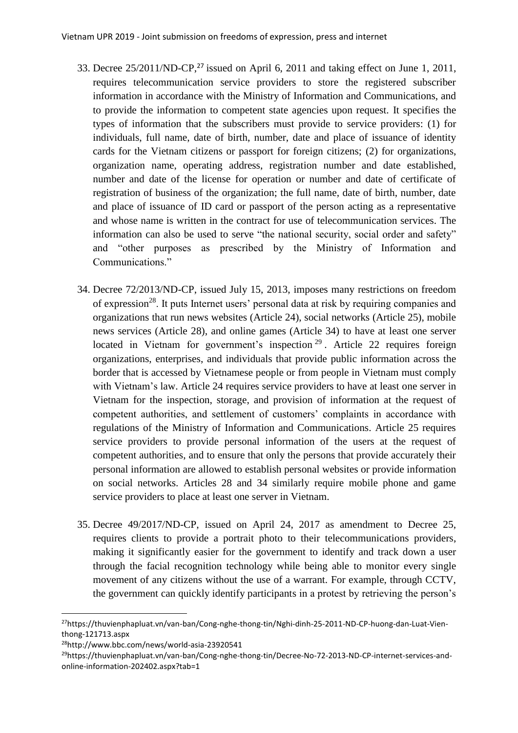33. Decree 25/2011/ND-CP,[27] issued on April 6, 2011 and taking effect on June 1, 2011, requires telecommunication service providers to store the registered subscriber information in accordance with the Ministry of Information and Communications, and to provide the information to competent state agencies upon request. It specifies the types of information that the subscribers must provide to service providers: (1) for individuals, full name, date of birth, number, date and place of issuance of identity cards for the Vietnam citizens or passport for foreign citizens; (2) for organizations, organization name, operating address, registration number and date established, number and date of the license for operation or number and date of certificate of registration of business of the organization; the full name, date of birth, number, date and place of issuance of ID card or passport of the person acting as a representative and whose name is written in the contract for use of telecommunication services. The information can also be used to serve "the national security, social order and safety" and "other purposes as prescribed by the Ministry of Information and Communications."

34. Decree 72/2013/ND-CP, issued July 15, 2013, imposes many restrictions on freedom of expression[28]. It puts Internet users' personal data at risk by requiring companies and organizations that run news websites (Article 24), social networks (Article 25), mobile news services (Article 28), and online games (Article 34) to have at least one server located in Vietnam for government's inspection[29]. Article 22 requires foreign organizations, enterprises, and individuals that provide public information across the border that is accessed by Vietnamese people or from people in Vietnam must comply with Vietnam's law. Article 24 requires service providers to have at least one server in Vietnam for the inspection, storage, and provision of information at the request of competent authorities, and settlement of customers' complaints in accordance with regulations of the Ministry of Information and Communications. Article 25 requires service providers to provide personal information of the users at the request of competent authorities, and to ensure that only the persons that provide accurately their personal information are allowed to establish personal websites or provide information on social networks. Articles 28 and 34 similarly require mobile phone and game service providers to place at least one server in Vietnam.

35. Decree 49/2017/ND-CP, issued on April 24, 2017 as amendment to Decree 25, requires clients to provide a portrait photo to their telecommunications providers, making it significantly easier for the government to identify and track down a user through the facial recognition technology while being able to monitor every single movement of any citizens without the use of a warrant. For example, through CCTV, the government can quickly identify participants in a protest by retrieving the person's

---

[27] https://thuvienphapluat.vn/van-ban/Cong-nghe-thong-tin/Nghi-dinh-25-2011-ND-CP-huong-dan-Luat-Vien-thong-121713.aspx

[28] http://www.bbc.com/news/world-asia-23920541

[29] https://thuvienphapluat.vn/van-ban/Cong-nghe-thong-tin/Decree-No-72-2013-ND-CP-internet-services-and-online-information-202402.aspx?tab=1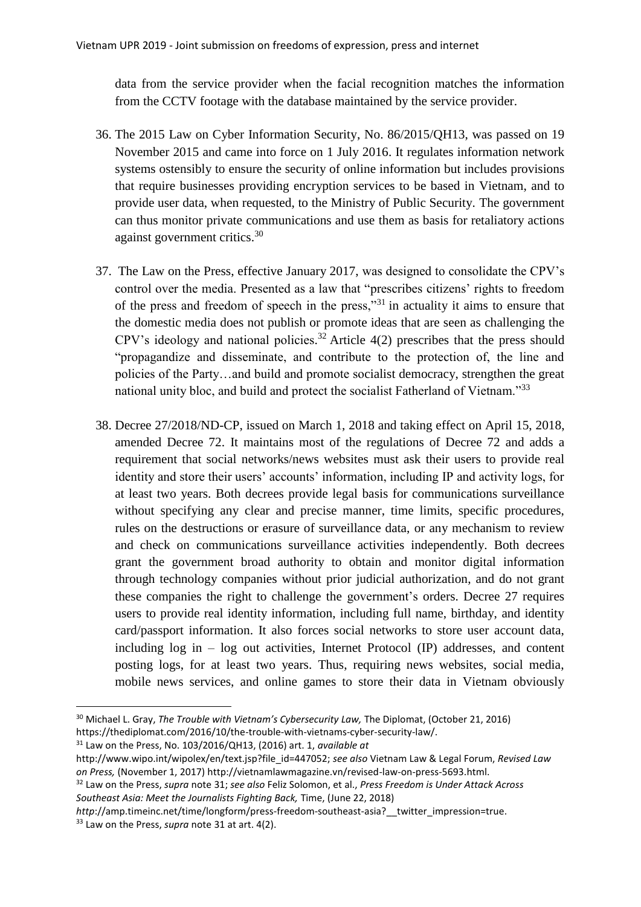data from the service provider when the facial recognition matches the information from the CCTV footage with the database maintained by the service provider.

36. The 2015 Law on Cyber Information Security, No. 86/2015/QH13, was passed on 19 November 2015 and came into force on 1 July 2016. It regulates information network systems ostensibly to ensure the security of online information but includes provisions that require businesses providing encryption services to be based in Vietnam, and to provide user data, when requested, to the Ministry of Public Security. The government can thus monitor private communications and use them as basis for retaliatory actions against government critics.[30]

37. The Law on the Press, effective January 2017, was designed to consolidate the CPV's control over the media. Presented as a law that "prescribes citizens' rights to freedom of the press and freedom of speech in the press,"[31] in actuality it aims to ensure that the domestic media does not publish or promote ideas that are seen as challenging the CPV's ideology and national policies.[32] Article 4(2) prescribes that the press should "propagandize and disseminate, and contribute to the protection of, the line and policies of the Party…and build and promote socialist democracy, strengthen the great national unity bloc, and build and protect the socialist Fatherland of Vietnam."[33]

38. Decree 27/2018/ND-CP, issued on March 1, 2018 and taking effect on April 15, 2018, amended Decree 72. It maintains most of the regulations of Decree 72 and adds a requirement that social networks/news websites must ask their users to provide real identity and store their users' accounts' information, including IP and activity logs, for at least two years. Both decrees provide legal basis for communications surveillance without specifying any clear and precise manner, time limits, specific procedures, rules on the destructions or erasure of surveillance data, or any mechanism to review and check on communications surveillance activities independently. Both decrees grant the government broad authority to obtain and monitor digital information through technology companies without prior judicial authorization, and do not grant these companies the right to challenge the government's orders. Decree 27 requires users to provide real identity information, including full name, birthday, and identity card/passport information. It also forces social networks to store user account data, including log in – log out activities, Internet Protocol (IP) addresses, and content posting logs, for at least two years. Thus, requiring news websites, social media, mobile news services, and online games to store their data in Vietnam obviously

---

[30] Michael L. Gray, *The Trouble with Vietnam's Cybersecurity Law,* The Diplomat, (October 21, 2016) https://thediplomat.com/2016/10/the-trouble-with-vietnams-cyber-security-law/.

[31] Law on the Press, No. 103/2016/QH13, (2016) art. 1, *available at* http://www.wipo.int/wipolex/en/text.jsp?file_id=447052; *see also* Vietnam Law & Legal Forum, *Revised Law on Press,* (November 1, 2017) http://vietnamlawmagazine.vn/revised-law-on-press-5693.html.

[32] Law on the Press, *supra* note 31; *see also* Feliz Solomon, et al., *Press Freedom is Under Attack Across Southeast Asia: Meet the Journalists Fighting Back,* Time, (June 22, 2018) *http*://amp.timeinc.net/time/longform/press-freedom-southeast-asia?__twitter_impression=true.

[33] Law on the Press, *supra* note 31 at art. 4(2).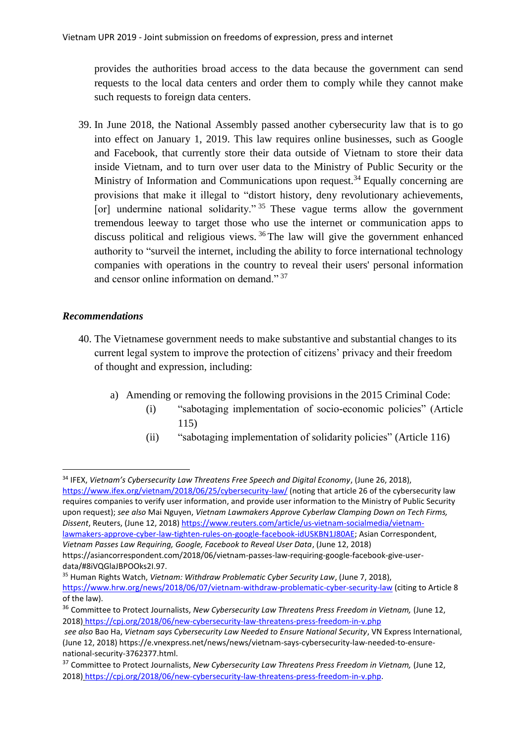provides the authorities broad access to the data because the government can send requests to the local data centers and order them to comply while they cannot make such requests to foreign data centers.

39. In June 2018, the National Assembly passed another cybersecurity law that is to go into effect on January 1, 2019. This law requires online businesses, such as Google and Facebook, that currently store their data outside of Vietnam to store their data inside Vietnam, and to turn over user data to the Ministry of Public Security or the Ministry of Information and Communications upon request.[34] Equally concerning are provisions that make it illegal to "distort history, deny revolutionary achievements, [or] undermine national solidarity."[35] These vague terms allow the government tremendous leeway to target those who use the internet or communication apps to discuss political and religious views.[36] The law will give the government enhanced authority to "surveil the internet, including the ability to force international technology companies with operations in the country to reveal their users' personal information and censor online information on demand."[37]

### *Recommendations*

40. The Vietnamese government needs to make substantive and substantial changes to its current legal system to improve the protection of citizens' privacy and their freedom of thought and expression, including:

    a) Amending or removing the following provisions in the 2015 Criminal Code:
        (i) "sabotaging implementation of socio-economic policies" (Article 115)
        (ii) "sabotaging implementation of solidarity policies" (Article 116)

---

[34] IFEX, *Vietnam's Cybersecurity Law Threatens Free Speech and Digital Economy*, (June 26, 2018), https://www.ifex.org/vietnam/2018/06/25/cybersecurity-law/ (noting that article 26 of the cybersecurity law requires companies to verify user information, and provide user information to the Ministry of Public Security upon request); *see also* Mai Nguyen, *Vietnam Lawmakers Approve Cyberlaw Clamping Down on Tech Firms, Dissent*, Reuters, (June 12, 2018) https://www.reuters.com/article/us-vietnam-socialmedia/vietnam-lawmakers-approve-cyber-law-tighten-rules-on-google-facebook-idUSKBN1J80AE; Asian Correspondent, *Vietnam Passes Law Requiring, Google, Facebook to Reveal User Data*, (June 12, 2018) https://asiancorrespondent.com/2018/06/vietnam-passes-law-requiring-google-facebook-give-user-data/#8iVQGlaJBPOOks2I.97.

[35] Human Rights Watch, *Vietnam: Withdraw Problematic Cyber Security Law*, (June 7, 2018), https://www.hrw.org/news/2018/06/07/vietnam-withdraw-problematic-cyber-security-law (citing to Article 8 of the law).

[36] Committee to Protect Journalists, *New Cybersecurity Law Threatens Press Freedom in Vietnam,* (June 12, 2018) https://cpj.org/2018/06/new-cybersecurity-law-threatens-press-freedom-in-v.php *see also* Bao Ha, *Vietnam says Cybersecurity Law Needed to Ensure National Security*, VN Express International, (June 12, 2018) https://e.vnexpress.net/news/news/vietnam-says-cybersecurity-law-needed-to-ensure-national-security-3762377.html.

[37] Committee to Protect Journalists, *New Cybersecurity Law Threatens Press Freedom in Vietnam,* (June 12, 2018) https://cpj.org/2018/06/new-cybersecurity-law-threatens-press-freedom-in-v.php.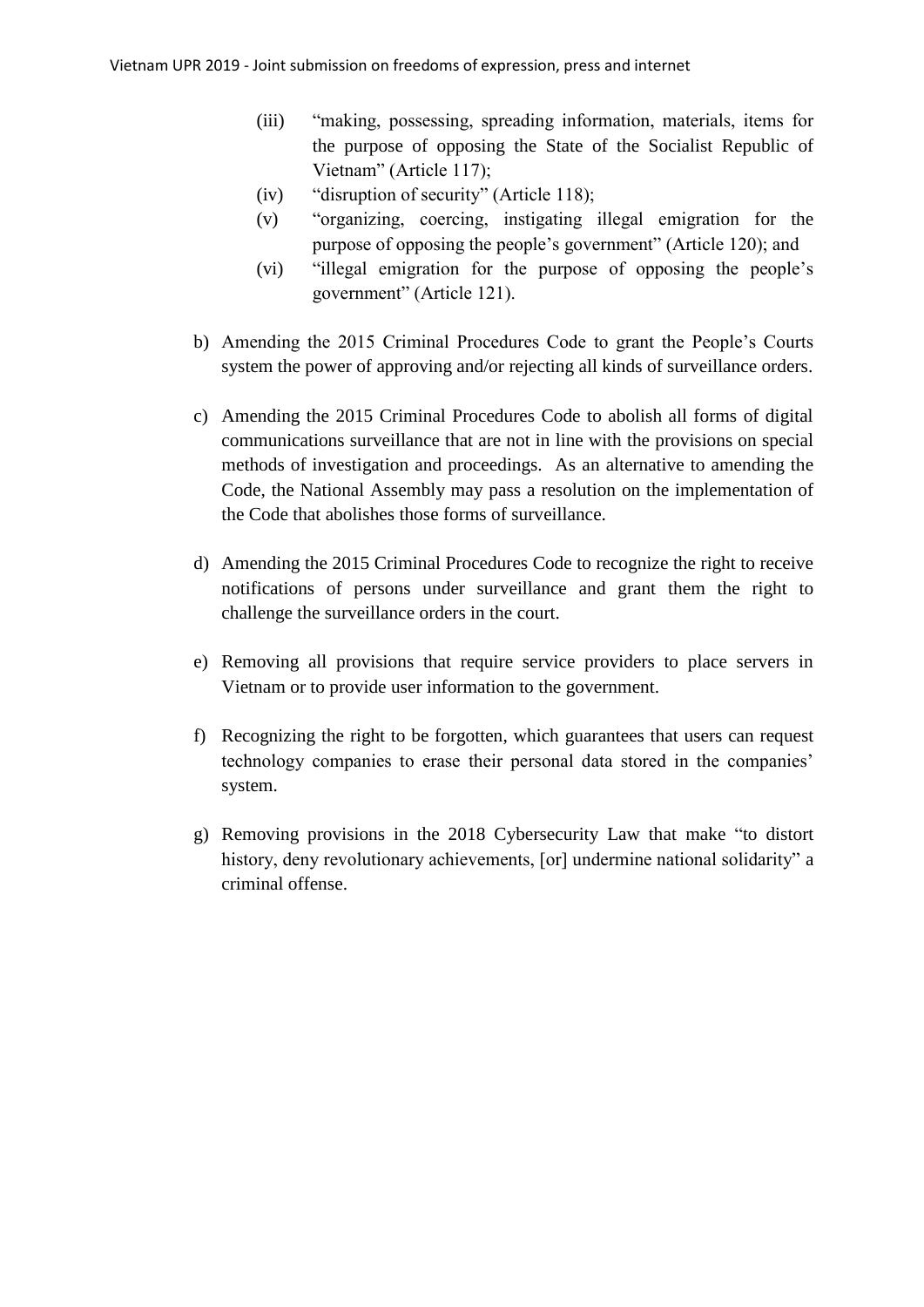(iii) "making, possessing, spreading information, materials, items for the purpose of opposing the State of the Socialist Republic of Vietnam" (Article 117);

(iv) "disruption of security" (Article 118);

(v) "organizing, coercing, instigating illegal emigration for the purpose of opposing the people's government" (Article 120); and

(vi) "illegal emigration for the purpose of opposing the people's government" (Article 121).

b) Amending the 2015 Criminal Procedures Code to grant the People's Courts system the power of approving and/or rejecting all kinds of surveillance orders.

c) Amending the 2015 Criminal Procedures Code to abolish all forms of digital communications surveillance that are not in line with the provisions on special methods of investigation and proceedings. As an alternative to amending the Code, the National Assembly may pass a resolution on the implementation of the Code that abolishes those forms of surveillance.

d) Amending the 2015 Criminal Procedures Code to recognize the right to receive notifications of persons under surveillance and grant them the right to challenge the surveillance orders in the court.

e) Removing all provisions that require service providers to place servers in Vietnam or to provide user information to the government.

f) Recognizing the right to be forgotten, which guarantees that users can request technology companies to erase their personal data stored in the companies' system.

g) Removing provisions in the 2018 Cybersecurity Law that make "to distort history, deny revolutionary achievements, [or] undermine national solidarity" a criminal offense.